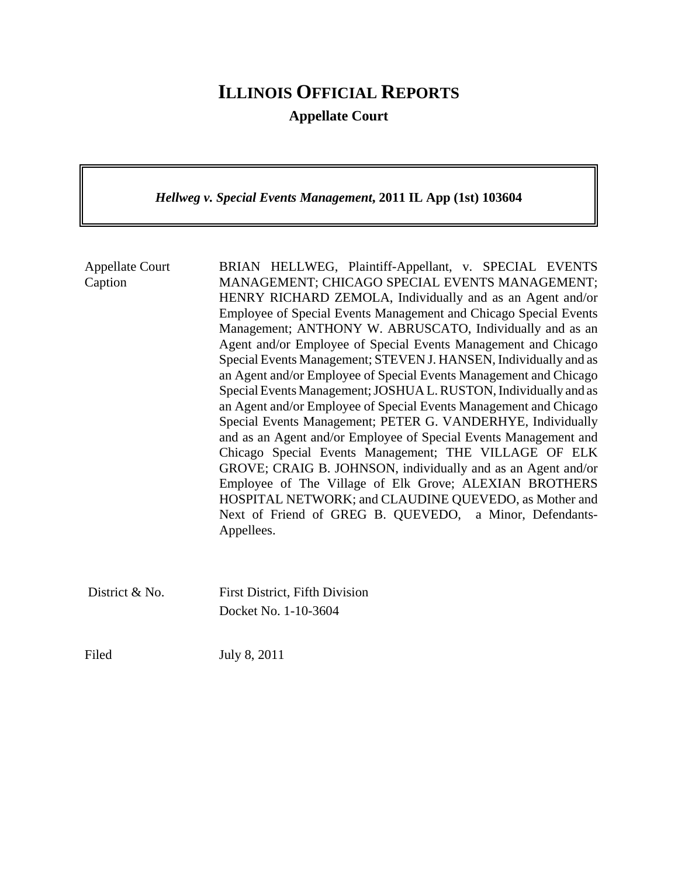# ILLINOIS OFFICIAL REPORTS

**Appellate Court**

***Hellweg v. Special Events Management*, 2011 IL App (1st) 103604**

| | |
|---|---|
| Appellate Court Caption | BRIAN HELLWEG, Plaintiff-Appellant, v. SPECIAL EVENTS MANAGEMENT; CHICAGO SPECIAL EVENTS MANAGEMENT; HENRY RICHARD ZEMOLA, Individually and as an Agent and/or Employee of Special Events Management and Chicago Special Events Management; ANTHONY W. ABRUSCATO, Individually and as an Agent and/or Employee of Special Events Management and Chicago Special Events Management; STEVEN J. HANSEN, Individually and as an Agent and/or Employee of Special Events Management and Chicago Special Events Management; JOSHUA L. RUSTON, Individually and as an Agent and/or Employee of Special Events Management and Chicago Special Events Management; PETER G. VANDERHYE, Individually and as an Agent and/or Employee of Special Events Management and Chicago Special Events Management; THE VILLAGE OF ELK GROVE; CRAIG B. JOHNSON, individually and as an Agent and/or Employee of The Village of Elk Grove; ALEXIAN BROTHERS HOSPITAL NETWORK; and CLAUDINE QUEVEDO, as Mother and Next of Friend of GREG B. QUEVEDO, a Minor, Defendants-Appellees. |
| District & No. | First District, Fifth Division<br>Docket No. 1-10-3604 |
| Filed | July 8, 2011 |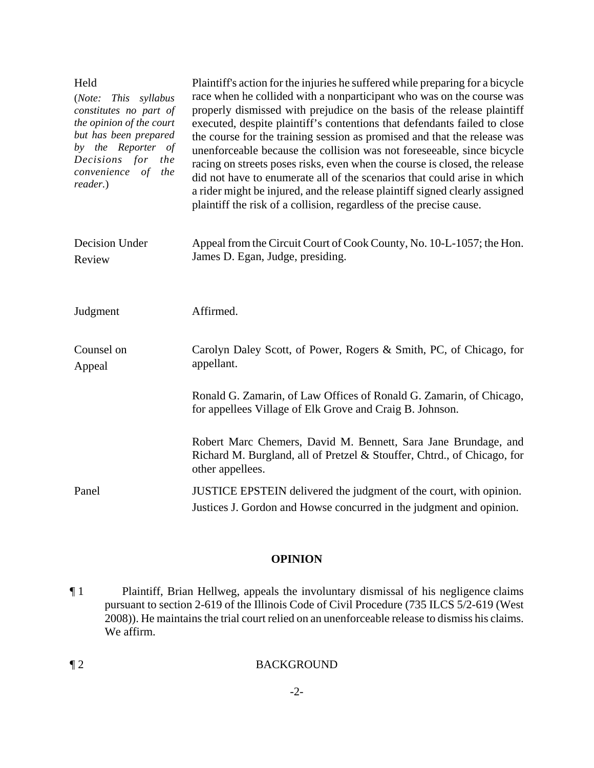| | |
|---|---|
| Held<br>(*Note: This syllabus constitutes no part of the opinion of the court but has been prepared by the Reporter of Decisions for the convenience of the reader.*) | Plaintiff's action for the injuries he suffered while preparing for a bicycle race when he collided with a nonparticipant who was on the course was properly dismissed with prejudice on the basis of the release plaintiff executed, despite plaintiff's contentions that defendants failed to close the course for the training session as promised and that the release was unenforceable because the collision was not foreseeable, since bicycle racing on streets poses risks, even when the course is closed, the release did not have to enumerate all of the scenarios that could arise in which a rider might be injured, and the release plaintiff signed clearly assigned plaintiff the risk of a collision, regardless of the precise cause. |
| Decision Under Review | Appeal from the Circuit Court of Cook County, No. 10-L-1057; the Hon. James D. Egan, Judge, presiding. |
| Judgment | Affirmed. |
| Counsel on Appeal | Carolyn Daley Scott, of Power, Rogers & Smith, PC, of Chicago, for appellant.<br><br>Ronald G. Zamarin, of Law Offices of Ronald G. Zamarin, of Chicago, for appellees Village of Elk Grove and Craig B. Johnson.<br><br>Robert Marc Chemers, David M. Bennett, Sara Jane Brundage, and Richard M. Burgland, all of Pretzel & Stouffer, Chtrd., of Chicago, for other appellees. |
| Panel | JUSTICE EPSTEIN delivered the judgment of the court, with opinion.<br>Justices J. Gordon and Howse concurred in the judgment and opinion. |

## OPINION

¶ 1 Plaintiff, Brian Hellweg, appeals the involuntary dismissal of his negligence claims pursuant to section 2-619 of the Illinois Code of Civil Procedure (735 ILCS 5/2-619 (West 2008)). He maintains the trial court relied on an unenforceable release to dismiss his claims. We affirm.

¶ 2 BACKGROUND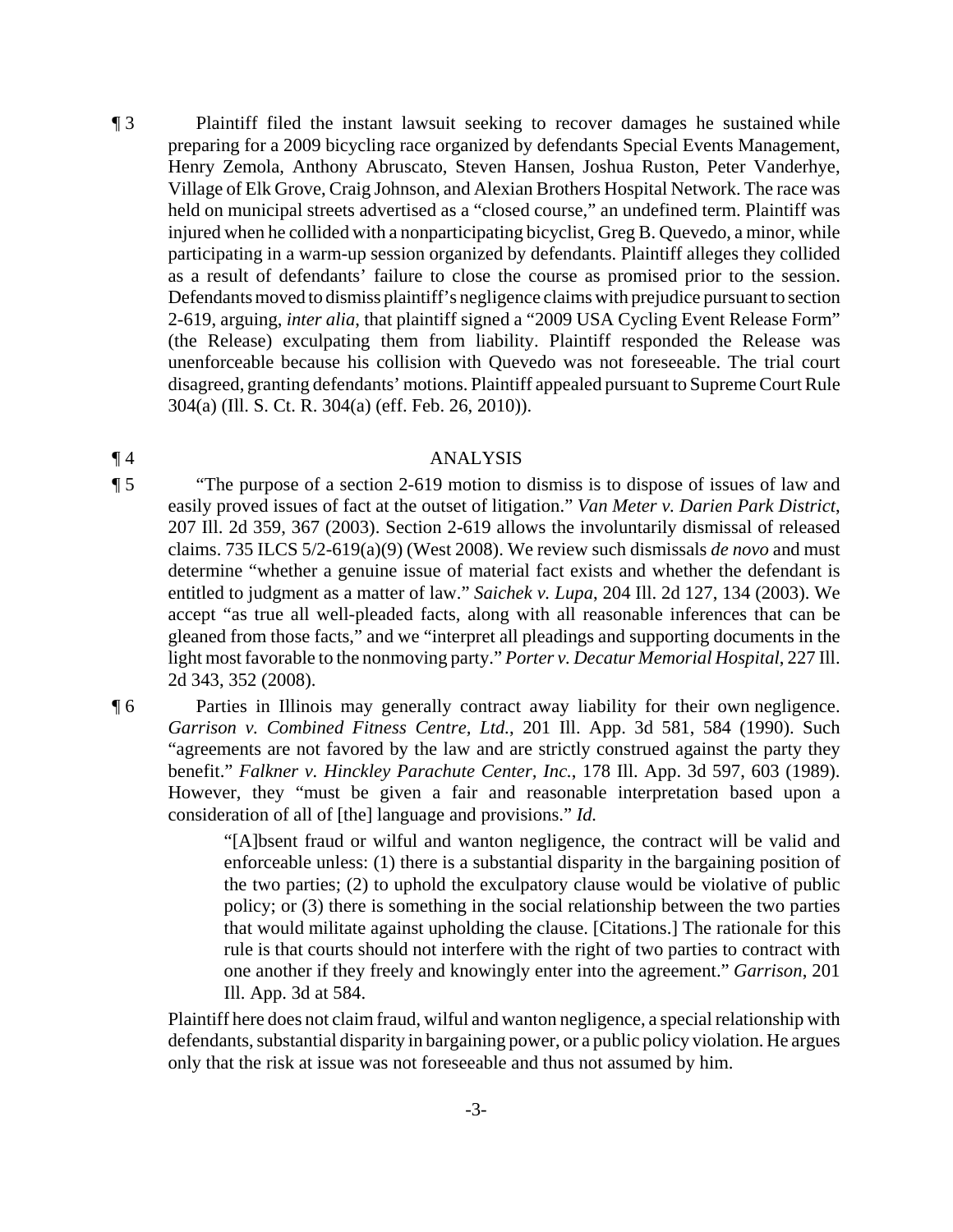¶ 3 Plaintiff filed the instant lawsuit seeking to recover damages he sustained while preparing for a 2009 bicycling race organized by defendants Special Events Management, Henry Zemola, Anthony Abruscato, Steven Hansen, Joshua Ruston, Peter Vanderhye, Village of Elk Grove, Craig Johnson, and Alexian Brothers Hospital Network. The race was held on municipal streets advertised as a "closed course," an undefined term. Plaintiff was injured when he collided with a nonparticipating bicyclist, Greg B. Quevedo, a minor, while participating in a warm-up session organized by defendants. Plaintiff alleges they collided as a result of defendants' failure to close the course as promised prior to the session. Defendants moved to dismiss plaintiff's negligence claims with prejudice pursuant to section 2-619, arguing, *inter alia*, that plaintiff signed a "2009 USA Cycling Event Release Form" (the Release) exculpating them from liability. Plaintiff responded the Release was unenforceable because his collision with Quevedo was not foreseeable. The trial court disagreed, granting defendants' motions. Plaintiff appealed pursuant to Supreme Court Rule 304(a) (Ill. S. Ct. R. 304(a) (eff. Feb. 26, 2010)).

¶ 4 ANALYSIS

¶ 5 "The purpose of a section 2-619 motion to dismiss is to dispose of issues of law and easily proved issues of fact at the outset of litigation." *Van Meter v. Darien Park District*, 207 Ill. 2d 359, 367 (2003). Section 2-619 allows the involuntarily dismissal of released claims. 735 ILCS 5/2-619(a)(9) (West 2008). We review such dismissals *de novo* and must determine "whether a genuine issue of material fact exists and whether the defendant is entitled to judgment as a matter of law." *Saichek v. Lupa*, 204 Ill. 2d 127, 134 (2003). We accept "as true all well-pleaded facts, along with all reasonable inferences that can be gleaned from those facts," and we "interpret all pleadings and supporting documents in the light most favorable to the nonmoving party." *Porter v. Decatur Memorial Hospital*, 227 Ill. 2d 343, 352 (2008).

¶ 6 Parties in Illinois may generally contract away liability for their own negligence. *Garrison v. Combined Fitness Centre, Ltd.*, 201 Ill. App. 3d 581, 584 (1990). Such "agreements are not favored by the law and are strictly construed against the party they benefit." *Falkner v. Hinckley Parachute Center, Inc.*, 178 Ill. App. 3d 597, 603 (1989). However, they "must be given a fair and reasonable interpretation based upon a consideration of all of [the] language and provisions." *Id.*

> "[A]bsent fraud or wilful and wanton negligence, the contract will be valid and enforceable unless: (1) there is a substantial disparity in the bargaining position of the two parties; (2) to uphold the exculpatory clause would be violative of public policy; or (3) there is something in the social relationship between the two parties that would militate against upholding the clause. [Citations.] The rationale for this rule is that courts should not interfere with the right of two parties to contract with one another if they freely and knowingly enter into the agreement." *Garrison*, 201 Ill. App. 3d at 584.

Plaintiff here does not claim fraud, wilful and wanton negligence, a special relationship with defendants, substantial disparity in bargaining power, or a public policy violation. He argues only that the risk at issue was not foreseeable and thus not assumed by him.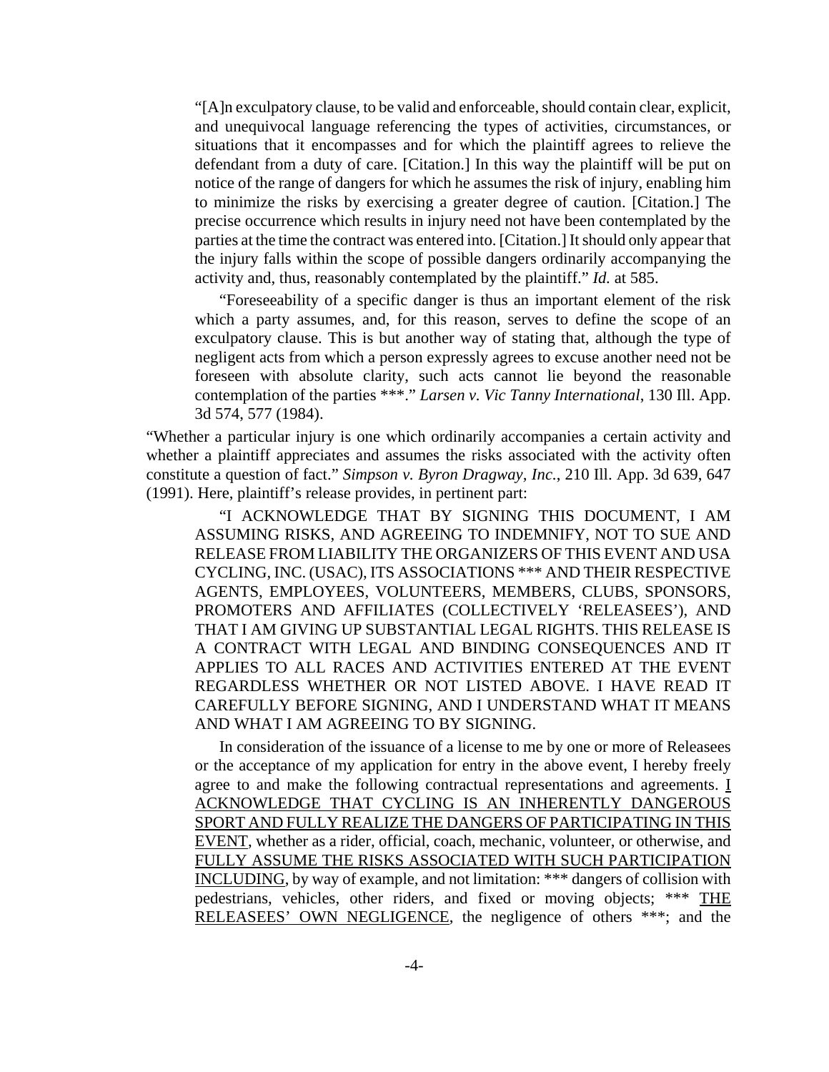> "[A]n exculpatory clause, to be valid and enforceable, should contain clear, explicit, and unequivocal language referencing the types of activities, circumstances, or situations that it encompasses and for which the plaintiff agrees to relieve the defendant from a duty of care. [Citation.] In this way the plaintiff will be put on notice of the range of dangers for which he assumes the risk of injury, enabling him to minimize the risks by exercising a greater degree of caution. [Citation.] The precise occurrence which results in injury need not have been contemplated by the parties at the time the contract was entered into. [Citation.] It should only appear that the injury falls within the scope of possible dangers ordinarily accompanying the activity and, thus, reasonably contemplated by the plaintiff." *Id.* at 585.
>
> "Foreseeability of a specific danger is thus an important element of the risk which a party assumes, and, for this reason, serves to define the scope of an exculpatory clause. This is but another way of stating that, although the type of negligent acts from which a person expressly agrees to excuse another need not be foreseen with absolute clarity, such acts cannot lie beyond the reasonable contemplation of the parties ***." *Larsen v. Vic Tanny International*, 130 Ill. App. 3d 574, 577 (1984).

"Whether a particular injury is one which ordinarily accompanies a certain activity and whether a plaintiff appreciates and assumes the risks associated with the activity often constitute a question of fact." *Simpson v. Byron Dragway, Inc.*, 210 Ill. App. 3d 639, 647 (1991). Here, plaintiff's release provides, in pertinent part:

> "I ACKNOWLEDGE THAT BY SIGNING THIS DOCUMENT, I AM ASSUMING RISKS, AND AGREEING TO INDEMNIFY, NOT TO SUE AND RELEASE FROM LIABILITY THE ORGANIZERS OF THIS EVENT AND USA CYCLING, INC. (USAC), ITS ASSOCIATIONS *** AND THEIR RESPECTIVE AGENTS, EMPLOYEES, VOLUNTEERS, MEMBERS, CLUBS, SPONSORS, PROMOTERS AND AFFILIATES (COLLECTIVELY 'RELEASEES'), AND THAT I AM GIVING UP SUBSTANTIAL LEGAL RIGHTS. THIS RELEASE IS A CONTRACT WITH LEGAL AND BINDING CONSEQUENCES AND IT APPLIES TO ALL RACES AND ACTIVITIES ENTERED AT THE EVENT REGARDLESS WHETHER OR NOT LISTED ABOVE. I HAVE READ IT CAREFULLY BEFORE SIGNING, AND I UNDERSTAND WHAT IT MEANS AND WHAT I AM AGREEING TO BY SIGNING.
>
> In consideration of the issuance of a license to me by one or more of Releasees or the acceptance of my application for entry in the above event, I hereby freely agree to and make the following contractual representations and agreements. <u>I ACKNOWLEDGE THAT CYCLING IS AN INHERENTLY DANGEROUS SPORT AND FULLY REALIZE THE DANGERS OF PARTICIPATING IN THIS EVENT</u>, whether as a rider, official, coach, mechanic, volunteer, or otherwise, and <u>FULLY ASSUME THE RISKS ASSOCIATED WITH SUCH PARTICIPATION INCLUDING</u>, by way of example, and not limitation: *** dangers of collision with pedestrians, vehicles, other riders, and fixed or moving objects; *** <u>THE RELEASEES' OWN NEGLIGENCE</u>, the negligence of others ***; and the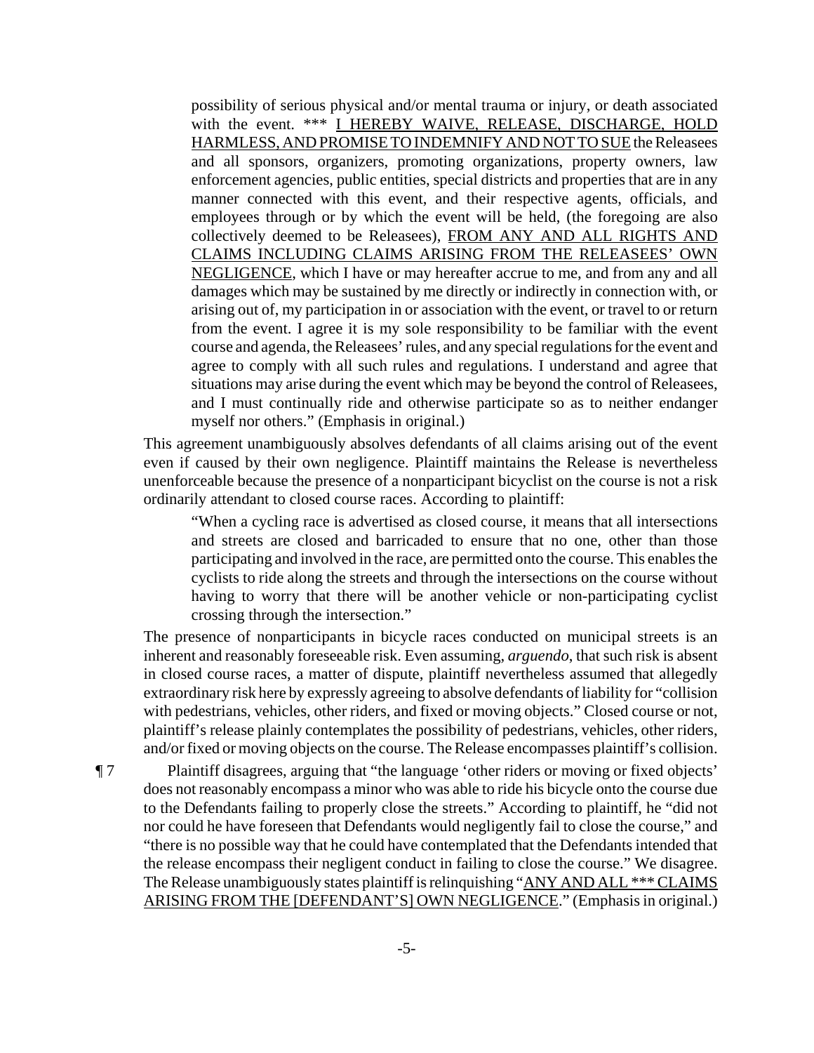> possibility of serious physical and/or mental trauma or injury, or death associated with the event. *** <u>I HEREBY WAIVE, RELEASE, DISCHARGE, HOLD HARMLESS, AND PROMISE TO INDEMNIFY AND NOT TO SUE</u> the Releasees and all sponsors, organizers, promoting organizations, property owners, law enforcement agencies, public entities, special districts and properties that are in any manner connected with this event, and their respective agents, officials, and employees through or by which the event will be held, (the foregoing are also collectively deemed to be Releasees), <u>FROM ANY AND ALL RIGHTS AND CLAIMS INCLUDING CLAIMS ARISING FROM THE RELEASEES' OWN NEGLIGENCE</u>, which I have or may hereafter accrue to me, and from any and all damages which may be sustained by me directly or indirectly in connection with, or arising out of, my participation in or association with the event, or travel to or return from the event. I agree it is my sole responsibility to be familiar with the event course and agenda, the Releasees' rules, and any special regulations for the event and agree to comply with all such rules and regulations. I understand and agree that situations may arise during the event which may be beyond the control of Releasees, and I must continually ride and otherwise participate so as to neither endanger myself nor others." (Emphasis in original.)

This agreement unambiguously absolves defendants of all claims arising out of the event even if caused by their own negligence. Plaintiff maintains the Release is nevertheless unenforceable because the presence of a nonparticipant bicyclist on the course is not a risk ordinarily attendant to closed course races. According to plaintiff:

> "When a cycling race is advertised as closed course, it means that all intersections and streets are closed and barricaded to ensure that no one, other than those participating and involved in the race, are permitted onto the course. This enables the cyclists to ride along the streets and through the intersections on the course without having to worry that there will be another vehicle or non-participating cyclist crossing through the intersection."

The presence of nonparticipants in bicycle races conducted on municipal streets is an inherent and reasonably foreseeable risk. Even assuming, *arguendo*, that such risk is absent in closed course races, a matter of dispute, plaintiff nevertheless assumed that allegedly extraordinary risk here by expressly agreeing to absolve defendants of liability for "collision with pedestrians, vehicles, other riders, and fixed or moving objects." Closed course or not, plaintiff's release plainly contemplates the possibility of pedestrians, vehicles, other riders, and/or fixed or moving objects on the course. The Release encompasses plaintiff's collision.

¶ 7 Plaintiff disagrees, arguing that "the language 'other riders or moving or fixed objects' does not reasonably encompass a minor who was able to ride his bicycle onto the course due to the Defendants failing to properly close the streets." According to plaintiff, he "did not nor could he have foreseen that Defendants would negligently fail to close the course," and "there is no possible way that he could have contemplated that the Defendants intended that the release encompass their negligent conduct in failing to close the course." We disagree. The Release unambiguously states plaintiff is relinquishing "<u>ANY AND ALL *** CLAIMS ARISING FROM THE [DEFENDANT'S] OWN NEGLIGENCE</u>." (Emphasis in original.)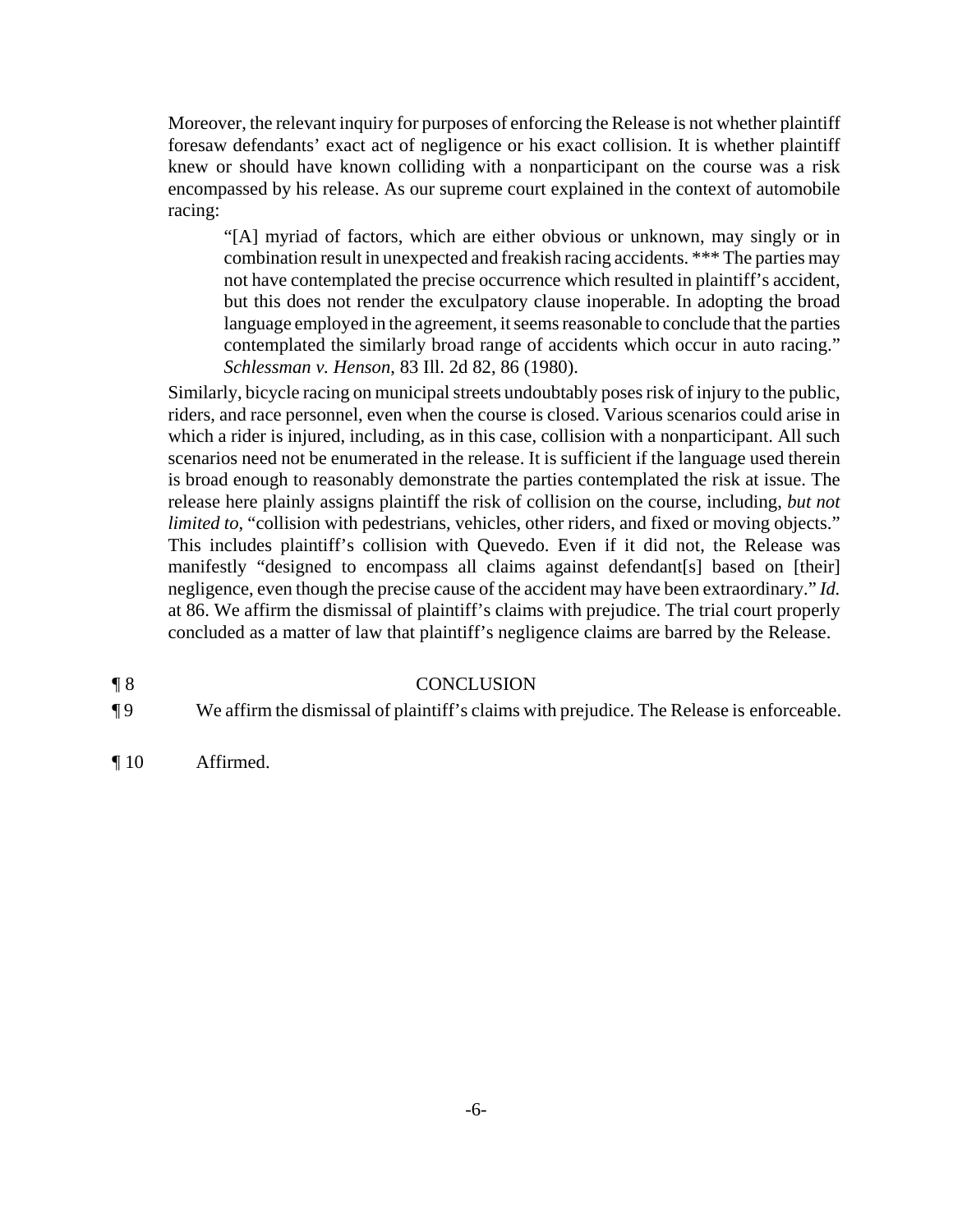Moreover, the relevant inquiry for purposes of enforcing the Release is not whether plaintiff foresaw defendants' exact act of negligence or his exact collision. It is whether plaintiff knew or should have known colliding with a nonparticipant on the course was a risk encompassed by his release. As our supreme court explained in the context of automobile racing:

> "[A] myriad of factors, which are either obvious or unknown, may singly or in combination result in unexpected and freakish racing accidents. *** The parties may not have contemplated the precise occurrence which resulted in plaintiff's accident, but this does not render the exculpatory clause inoperable. In adopting the broad language employed in the agreement, it seems reasonable to conclude that the parties contemplated the similarly broad range of accidents which occur in auto racing." *Schlessman v. Henson*, 83 Ill. 2d 82, 86 (1980).

Similarly, bicycle racing on municipal streets undoubtably poses risk of injury to the public, riders, and race personnel, even when the course is closed. Various scenarios could arise in which a rider is injured, including, as in this case, collision with a nonparticipant. All such scenarios need not be enumerated in the release. It is sufficient if the language used therein is broad enough to reasonably demonstrate the parties contemplated the risk at issue. The release here plainly assigns plaintiff the risk of collision on the course, including, *but not limited to*, "collision with pedestrians, vehicles, other riders, and fixed or moving objects." This includes plaintiff's collision with Quevedo. Even if it did not, the Release was manifestly "designed to encompass all claims against defendant[s] based on [their] negligence, even though the precise cause of the accident may have been extraordinary." *Id.* at 86. We affirm the dismissal of plaintiff's claims with prejudice. The trial court properly concluded as a matter of law that plaintiff's negligence claims are barred by the Release.

¶ 8 CONCLUSION

¶ 9 We affirm the dismissal of plaintiff's claims with prejudice. The Release is enforceable.

¶ 10 Affirmed.